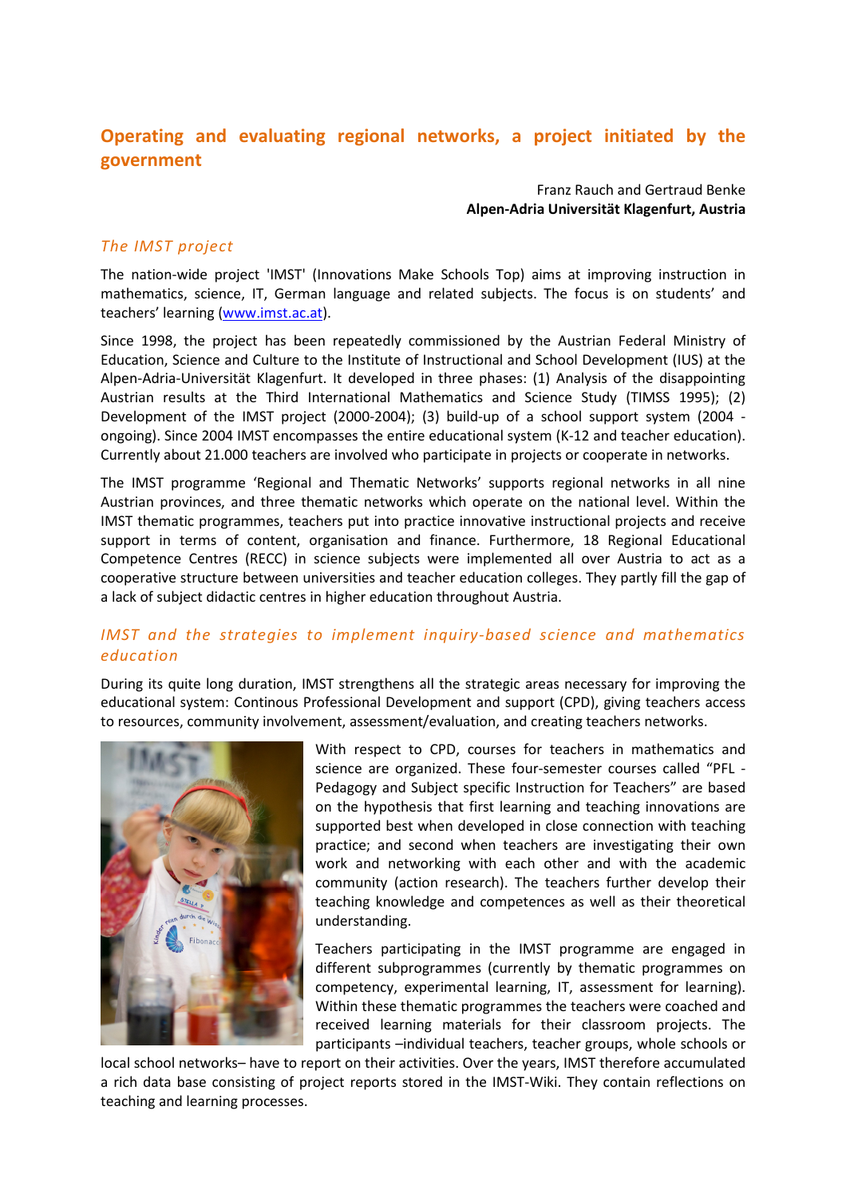# Operating and evaluating regional networks, a project initiated by the government

Franz Rauch and Gertraud Benke
**Alpen-Adria Universität Klagenfurt, Austria**

## *The IMST project*

The nation-wide project 'IMST' (Innovations Make Schools Top) aims at improving instruction in mathematics, science, IT, German language and related subjects. The focus is on students' and teachers' learning (www.imst.ac.at).

Since 1998, the project has been repeatedly commissioned by the Austrian Federal Ministry of Education, Science and Culture to the Institute of Instructional and School Development (IUS) at the Alpen-Adria-Universität Klagenfurt. It developed in three phases: (1) Analysis of the disappointing Austrian results at the Third International Mathematics and Science Study (TIMSS 1995); (2) Development of the IMST project (2000-2004); (3) build-up of a school support system (2004 - ongoing). Since 2004 IMST encompasses the entire educational system (K-12 and teacher education). Currently about 21.000 teachers are involved who participate in projects or cooperate in networks.

The IMST programme 'Regional and Thematic Networks' supports regional networks in all nine Austrian provinces, and three thematic networks which operate on the national level. Within the IMST thematic programmes, teachers put into practice innovative instructional projects and receive support in terms of content, organisation and finance. Furthermore, 18 Regional Educational Competence Centres (RECC) in science subjects were implemented all over Austria to act as a cooperative structure between universities and teacher education colleges. They partly fill the gap of a lack of subject didactic centres in higher education throughout Austria.

## *IMST and the strategies to implement inquiry-based science and mathematics education*

During its quite long duration, IMST strengthens all the strategic areas necessary for improving the educational system: Continous Professional Development and support (CPD), giving teachers access to resources, community involvement, assessment/evaluation, and creating teachers networks.

With respect to CPD, courses for teachers in mathematics and science are organized. These four-semester courses called "PFL - Pedagogy and Subject specific Instruction for Teachers" are based on the hypothesis that first learning and teaching innovations are supported best when developed in close connection with teaching practice; and second when teachers are investigating their own work and networking with each other and with the academic community (action research). The teachers further develop their teaching knowledge and competences as well as their theoretical understanding.

Teachers participating in the IMST programme are engaged in different subprogrammes (currently by thematic programmes on competency, experimental learning, IT, assessment for learning). Within these thematic programmes the teachers were coached and received learning materials for their classroom projects. The participants –individual teachers, teacher groups, whole schools or local school networks– have to report on their activities. Over the years, IMST therefore accumulated a rich data base consisting of project reports stored in the IMST-Wiki. They contain reflections on teaching and learning processes.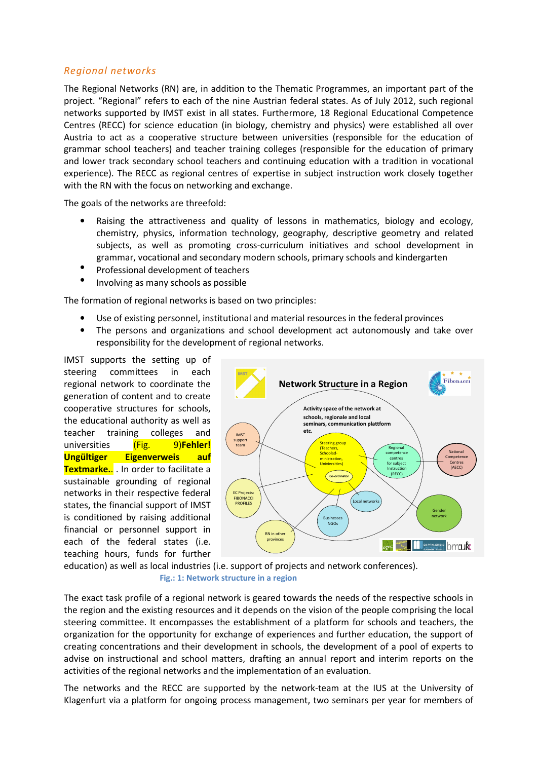## *Regional networks*

The Regional Networks (RN) are, in addition to the Thematic Programmes, an important part of the project. "Regional" refers to each of the nine Austrian federal states. As of July 2012, such regional networks supported by IMST exist in all states. Furthermore, 18 Regional Educational Competence Centres (RECC) for science education (in biology, chemistry and physics) were established all over Austria to act as a cooperative structure between universities (responsible for the education of grammar school teachers) and teacher training colleges (responsible for the education of primary and lower track secondary school teachers and continuing education with a tradition in vocational experience). The RECC as regional centres of expertise in subject instruction work closely together with the RN with the focus on networking and exchange.

The goals of the networks are threefold:

- Raising the attractiveness and quality of lessons in mathematics, biology and ecology, chemistry, physics, information technology, geography, descriptive geometry and related subjects, as well as promoting cross-curriculum initiatives and school development in grammar, vocational and secondary modern schools, primary schools and kindergarten
- Professional development of teachers
- Involving as many schools as possible

The formation of regional networks is based on two principles:

- Use of existing personnel, institutional and material resources in the federal provinces
- The persons and organizations and school development act autonomously and take over responsibility for the development of regional networks.

IMST supports the setting up of steering committees in each regional network to coordinate the generation of content and to create cooperative structures for schools, the educational authority as well as teacher training colleges and universities (Fig. 9)**Fehler! Ungültiger Eigenverweis auf Textmarke.** . In order to facilitate a sustainable grounding of regional networks in their respective federal states, the financial support of IMST is conditioned by raising additional financial or personnel support in each of the federal states (i.e. teaching hours, funds for further education) as well as local industries (i.e. support of projects and network conferences).

**Fig.: 1: Network structure in a region**

The exact task profile of a regional network is geared towards the needs of the respective schools in the region and the existing resources and it depends on the vision of the people comprising the local steering committee. It encompasses the establishment of a platform for schools and teachers, the organization for the opportunity for exchange of experiences and further education, the support of creating concentrations and their development in schools, the development of a pool of experts to advise on instructional and school matters, drafting an annual report and interim reports on the activities of the regional networks and the implementation of an evaluation.

The networks and the RECC are supported by the network-team at the IUS at the University of Klagenfurt via a platform for ongoing process management, two seminars per year for members of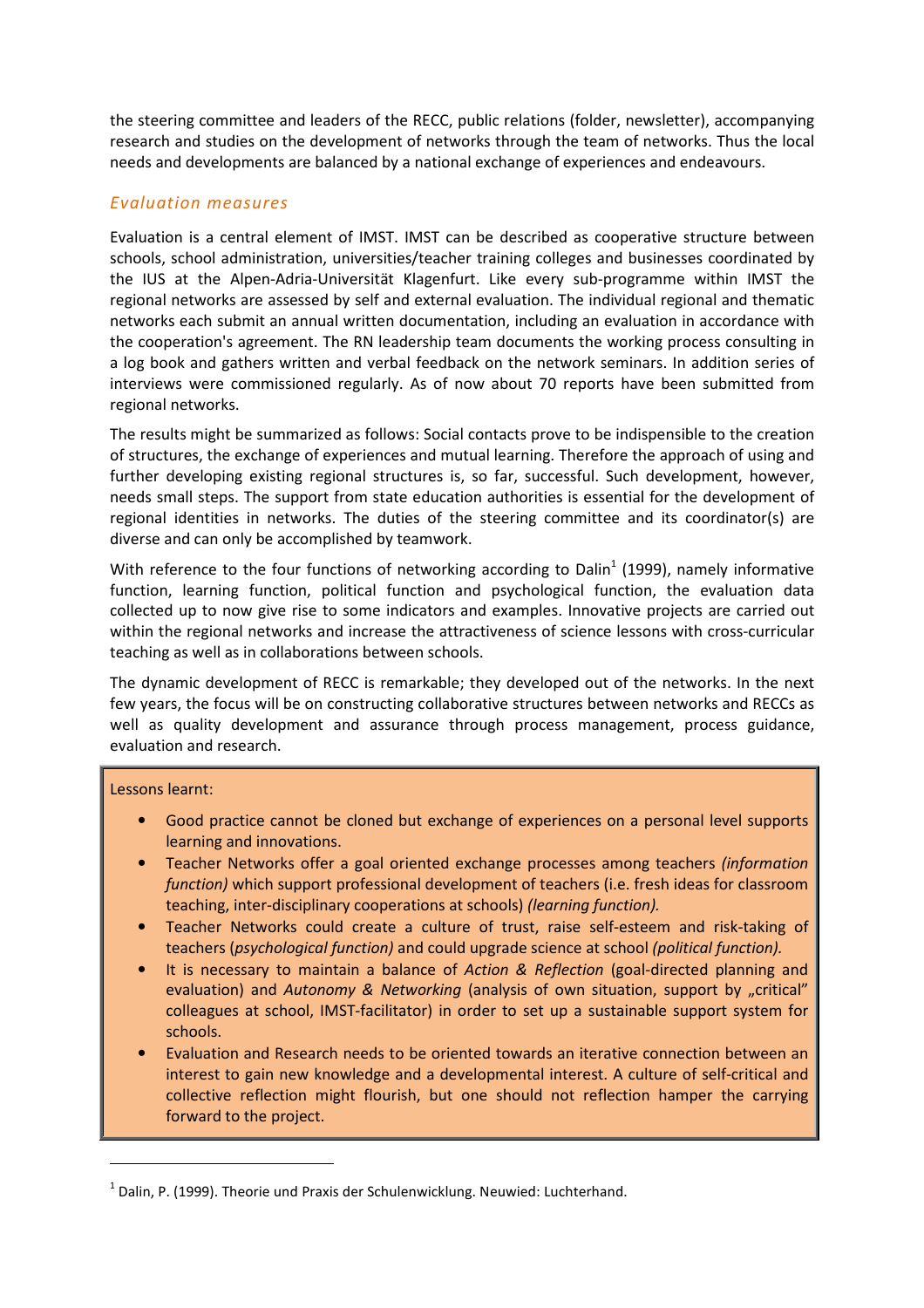the steering committee and leaders of the RECC, public relations (folder, newsletter), accompanying research and studies on the development of networks through the team of networks. Thus the local needs and developments are balanced by a national exchange of experiences and endeavours.

### *Evaluation measures*

Evaluation is a central element of IMST. IMST can be described as cooperative structure between schools, school administration, universities/teacher training colleges and businesses coordinated by the IUS at the Alpen-Adria-Universität Klagenfurt. Like every sub-programme within IMST the regional networks are assessed by self and external evaluation. The individual regional and thematic networks each submit an annual written documentation, including an evaluation in accordance with the cooperation's agreement. The RN leadership team documents the working process consulting in a log book and gathers written and verbal feedback on the network seminars. In addition series of interviews were commissioned regularly. As of now about 70 reports have been submitted from regional networks.

The results might be summarized as follows: Social contacts prove to be indispensible to the creation of structures, the exchange of experiences and mutual learning. Therefore the approach of using and further developing existing regional structures is, so far, successful. Such development, however, needs small steps. The support from state education authorities is essential for the development of regional identities in networks. The duties of the steering committee and its coordinator(s) are diverse and can only be accomplished by teamwork.

With reference to the four functions of networking according to Dalin[1] (1999), namely informative function, learning function, political function and psychological function, the evaluation data collected up to now give rise to some indicators and examples. Innovative projects are carried out within the regional networks and increase the attractiveness of science lessons with cross-curricular teaching as well as in collaborations between schools.

The dynamic development of RECC is remarkable; they developed out of the networks. In the next few years, the focus will be on constructing collaborative structures between networks and RECCs as well as quality development and assurance through process management, process guidance, evaluation and research.

Lessons learnt:

- Good practice cannot be cloned but exchange of experiences on a personal level supports learning and innovations.
- Teacher Networks offer a goal oriented exchange processes among teachers *(information function)* which support professional development of teachers (i.e. fresh ideas for classroom teaching, inter-disciplinary cooperations at schools) *(learning function).*
- Teacher Networks could create a culture of trust, raise self-esteem and risk-taking of teachers (*psychological function)* and could upgrade science at school *(political function).*
- It is necessary to maintain a balance of *Action & Reflection* (goal-directed planning and evaluation) and *Autonomy & Networking* (analysis of own situation, support by „critical" colleagues at school, IMST-facilitator) in order to set up a sustainable support system for schools.
- Evaluation and Research needs to be oriented towards an iterative connection between an interest to gain new knowledge and a developmental interest. A culture of self-critical and collective reflection might flourish, but one should not reflection hamper the carrying forward to the project.

[1] Dalin, P. (1999). Theorie und Praxis der Schulenwicklung. Neuwied: Luchterhand.